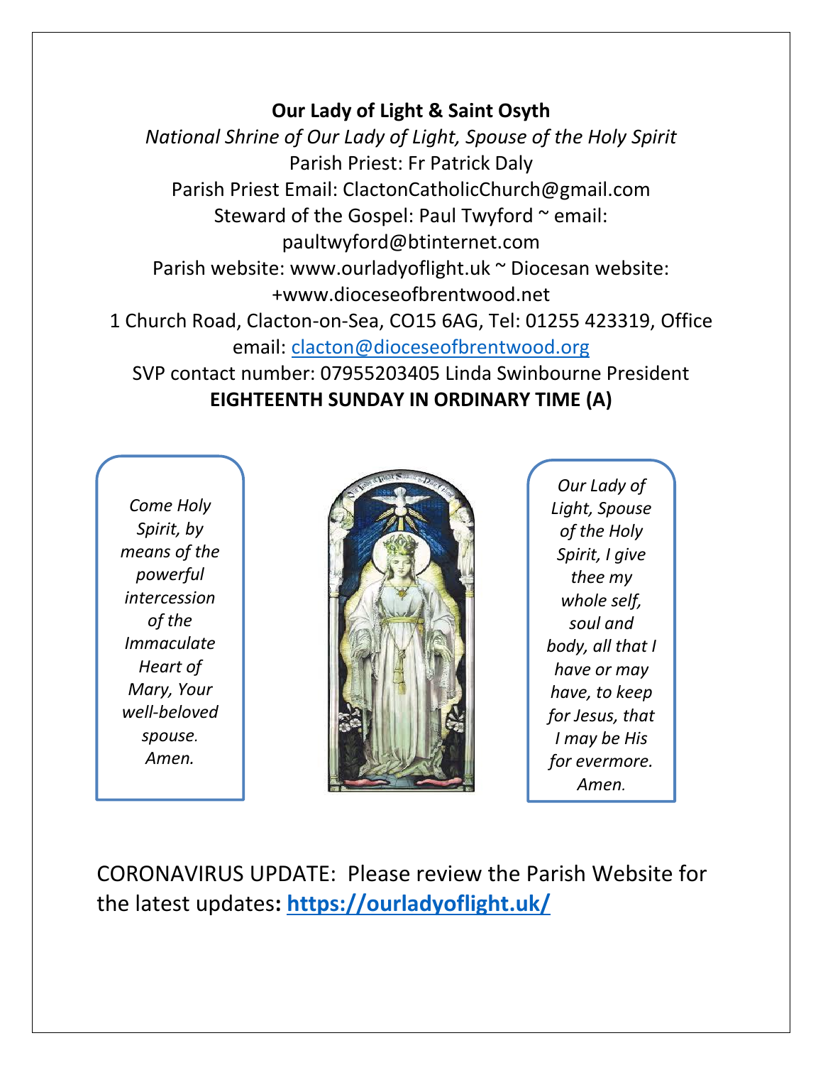**Our Lady of Light & Saint Osyth**

*National Shrine of Our Lady of Light, Spouse of the Holy Spirit*

Parish Priest: Fr Patrick Daly

Parish Priest Email: ClactonCatholicChurch@gmail.com

Steward of the Gospel: Paul Twyford ~ email: paultwyford@btinternet.com

Parish website: www.ourladyoflight.uk ~ Diocesan website: +www.dioceseofbrentwood.net

1 Church Road, Clacton-on-Sea, CO15 6AG, Tel: 01255 423319, Office email: clacton@dioceseofbrentwood.org

SVP contact number: 07955203405 Linda Swinbourne President

**EIGHTEENTH SUNDAY IN ORDINARY TIME (A)**

*Come Holy Spirit, by means of the powerful intercession of the Immaculate Heart of Mary, Your well-beloved spouse. Amen.*

*Our Lady of Light, Spouse of the Holy Spirit, I give thee my whole self, soul and body, all that I have or may have, to keep for Jesus, that I may be His for evermore. Amen.*

CORONAVIRUS UPDATE: Please review the Parish Website for the latest updates**: https://ourladyoflight.uk/**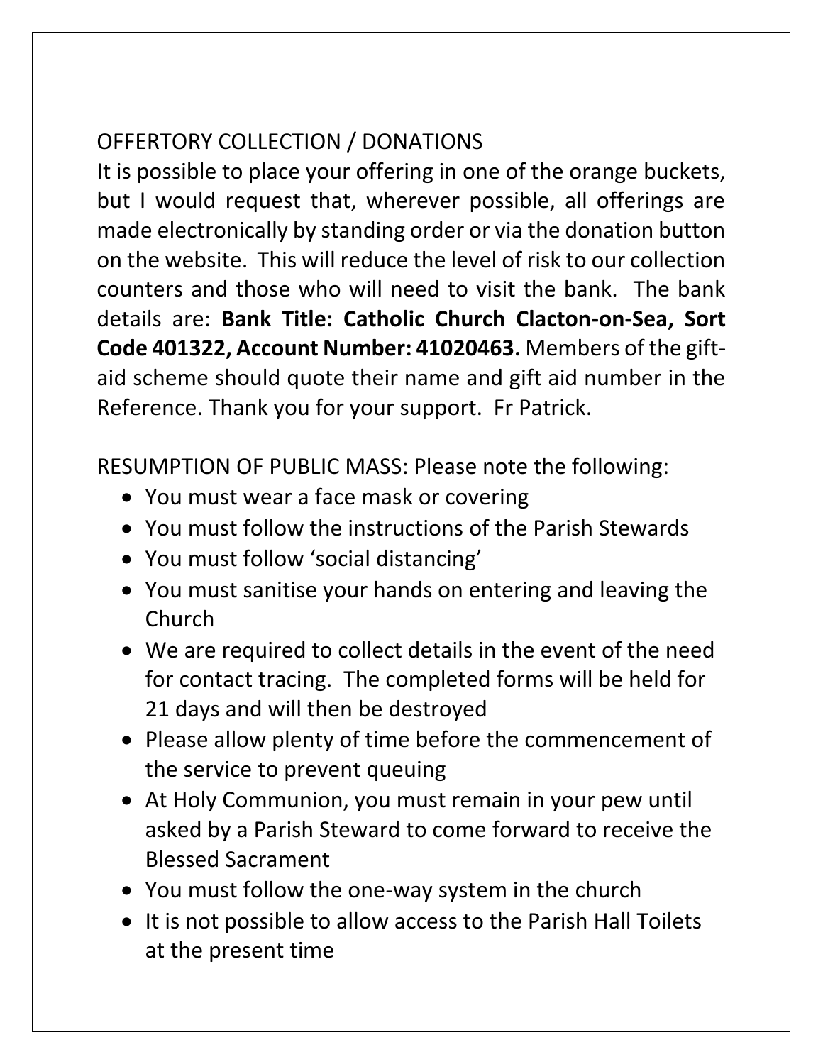OFFERTORY COLLECTION / DONATIONS

It is possible to place your offering in one of the orange buckets, but I would request that, wherever possible, all offerings are made electronically by standing order or via the donation button on the website. This will reduce the level of risk to our collection counters and those who will need to visit the bank. The bank details are: **Bank Title: Catholic Church Clacton-on-Sea, Sort Code 401322, Account Number: 41020463.** Members of the gift-aid scheme should quote their name and gift aid number in the Reference. Thank you for your support. Fr Patrick.

RESUMPTION OF PUBLIC MASS: Please note the following:

- You must wear a face mask or covering
- You must follow the instructions of the Parish Stewards
- You must follow 'social distancing'
- You must sanitise your hands on entering and leaving the Church
- We are required to collect details in the event of the need for contact tracing. The completed forms will be held for 21 days and will then be destroyed
- Please allow plenty of time before the commencement of the service to prevent queuing
- At Holy Communion, you must remain in your pew until asked by a Parish Steward to come forward to receive the Blessed Sacrament
- You must follow the one-way system in the church
- It is not possible to allow access to the Parish Hall Toilets at the present time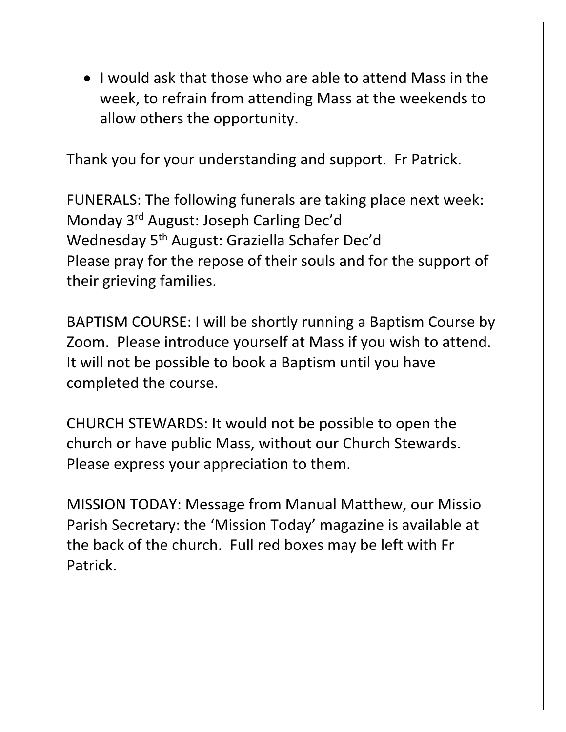- I would ask that those who are able to attend Mass in the week, to refrain from attending Mass at the weekends to allow others the opportunity.

Thank you for your understanding and support. Fr Patrick.

FUNERALS: The following funerals are taking place next week:
Monday 3rd August: Joseph Carling Dec'd
Wednesday 5th August: Graziella Schafer Dec'd
Please pray for the repose of their souls and for the support of their grieving families.

BAPTISM COURSE: I will be shortly running a Baptism Course by Zoom. Please introduce yourself at Mass if you wish to attend. It will not be possible to book a Baptism until you have completed the course.

CHURCH STEWARDS: It would not be possible to open the church or have public Mass, without our Church Stewards. Please express your appreciation to them.

MISSION TODAY: Message from Manual Matthew, our Missio Parish Secretary: the 'Mission Today' magazine is available at the back of the church. Full red boxes may be left with Fr Patrick.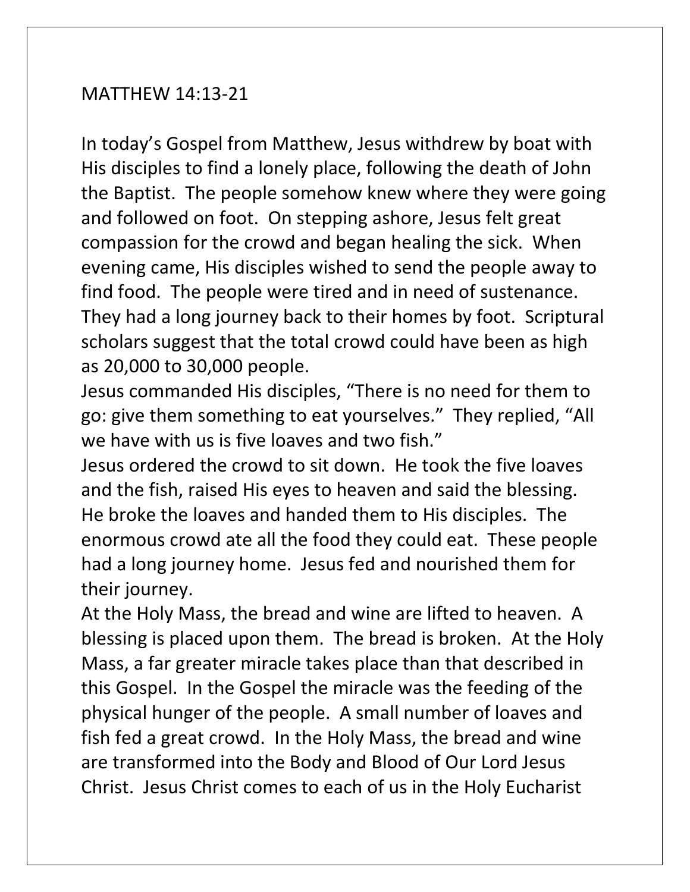MATTHEW 14:13-21

In today's Gospel from Matthew, Jesus withdrew by boat with His disciples to find a lonely place, following the death of John the Baptist. The people somehow knew where they were going and followed on foot. On stepping ashore, Jesus felt great compassion for the crowd and began healing the sick. When evening came, His disciples wished to send the people away to find food. The people were tired and in need of sustenance. They had a long journey back to their homes by foot. Scriptural scholars suggest that the total crowd could have been as high as 20,000 to 30,000 people.

Jesus commanded His disciples, "There is no need for them to go: give them something to eat yourselves." They replied, "All we have with us is five loaves and two fish."

Jesus ordered the crowd to sit down. He took the five loaves and the fish, raised His eyes to heaven and said the blessing. He broke the loaves and handed them to His disciples. The enormous crowd ate all the food they could eat. These people had a long journey home. Jesus fed and nourished them for their journey.

At the Holy Mass, the bread and wine are lifted to heaven. A blessing is placed upon them. The bread is broken. At the Holy Mass, a far greater miracle takes place than that described in this Gospel. In the Gospel the miracle was the feeding of the physical hunger of the people. A small number of loaves and fish fed a great crowd. In the Holy Mass, the bread and wine are transformed into the Body and Blood of Our Lord Jesus Christ. Jesus Christ comes to each of us in the Holy Eucharist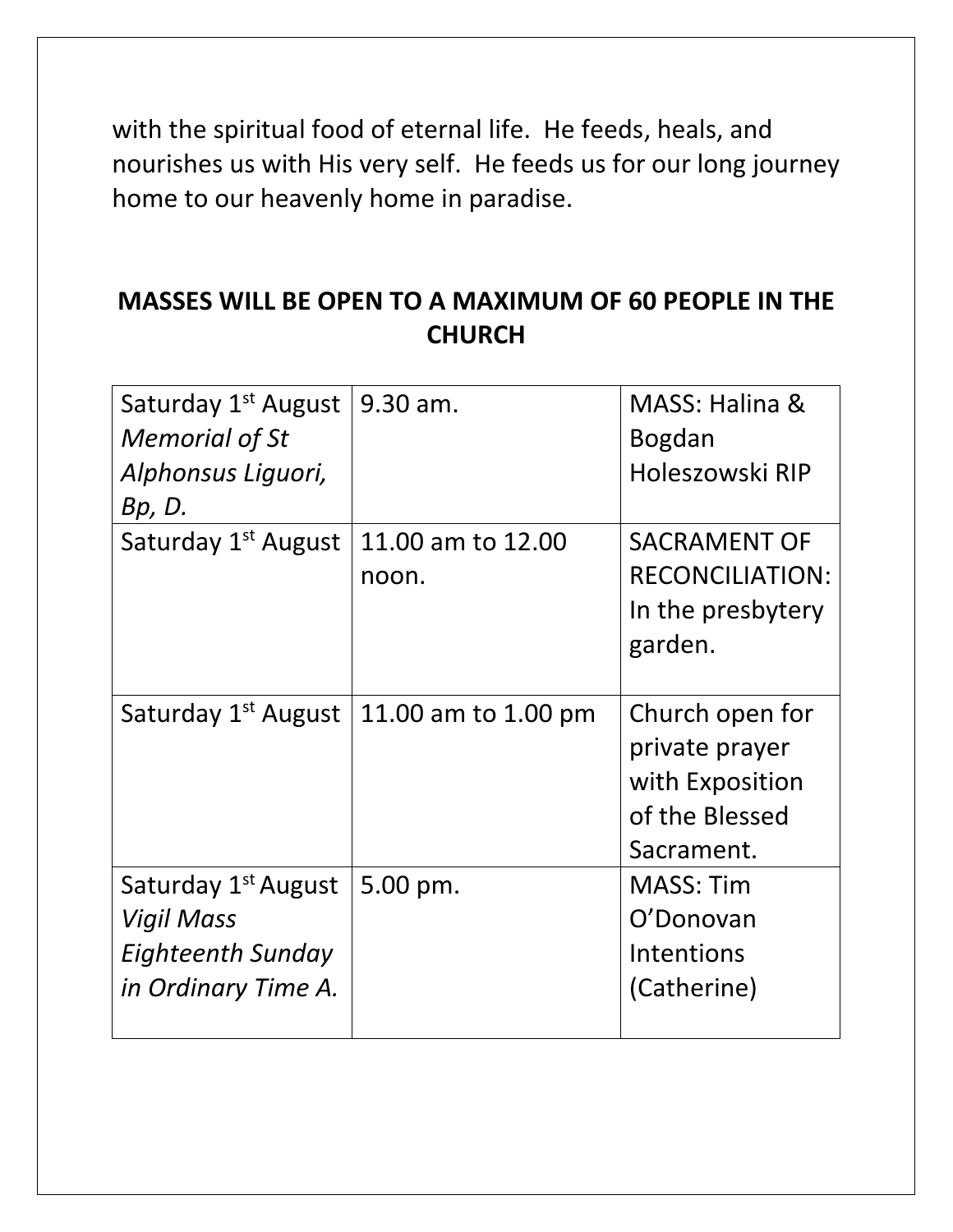with the spiritual food of eternal life. He feeds, heals, and nourishes us with His very self. He feeds us for our long journey home to our heavenly home in paradise.

**MASSES WILL BE OPEN TO A MAXIMUM OF 60 PEOPLE IN THE CHURCH**

| | | |
|---|---|---|
| Saturday 1st August *Memorial of St Alphonsus Liguori, Bp, D.* | 9.30 am. | MASS: Halina & Bogdan Holeszowski RIP |
| Saturday 1st August | 11.00 am to 12.00 noon. | SACRAMENT OF RECONCILIATION: In the presbytery garden. |
| Saturday 1st August | 11.00 am to 1.00 pm | Church open for private prayer with Exposition of the Blessed Sacrament. |
| Saturday 1st August *Vigil Mass Eighteenth Sunday in Ordinary Time A.* | 5.00 pm. | MASS: Tim O'Donovan Intentions (Catherine) |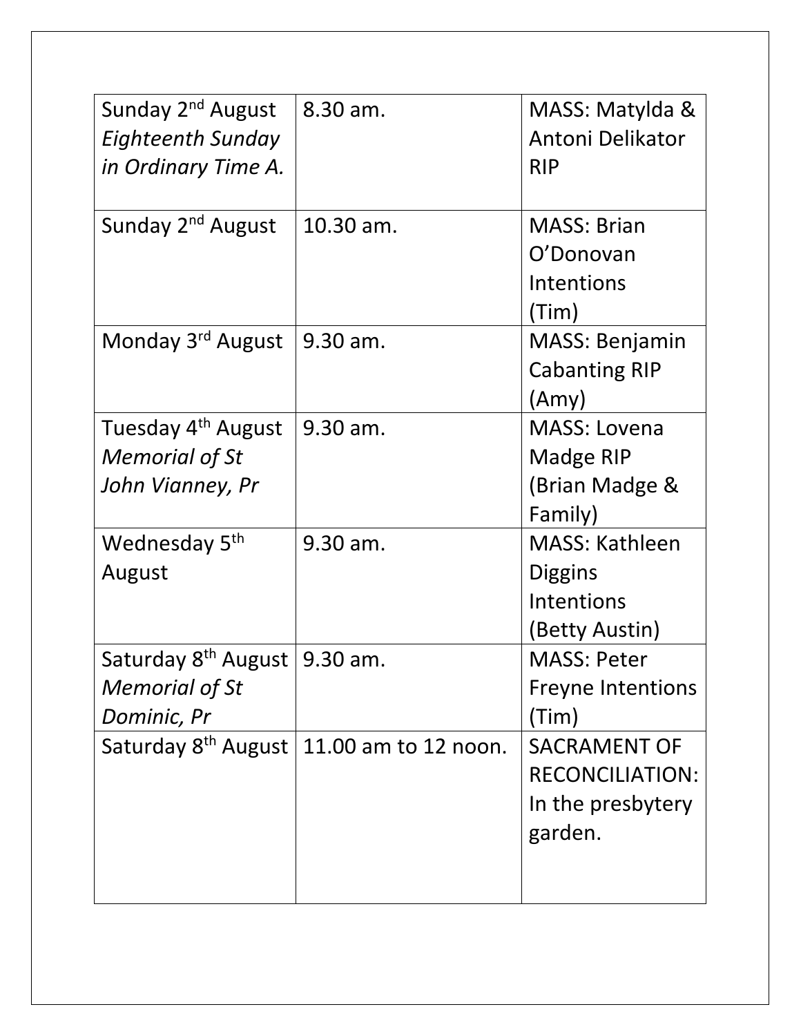| | | |
|---|---|---|
| Sunday 2nd August *Eighteenth Sunday in Ordinary Time A.* | 8.30 am. | MASS: Matylda & Antoni Delikator RIP |
| Sunday 2nd August | 10.30 am. | MASS: Brian O'Donovan Intentions (Tim) |
| Monday 3rd August | 9.30 am. | MASS: Benjamin Cabanting RIP (Amy) |
| Tuesday 4th August *Memorial of St John Vianney, Pr* | 9.30 am. | MASS: Lovena Madge RIP (Brian Madge & Family) |
| Wednesday 5th August | 9.30 am. | MASS: Kathleen Diggins Intentions (Betty Austin) |
| Saturday 8th August *Memorial of St Dominic, Pr* | 9.30 am. | MASS: Peter Freyne Intentions (Tim) |
| Saturday 8th August | 11.00 am to 12 noon. | SACRAMENT OF RECONCILIATION: In the presbytery garden. |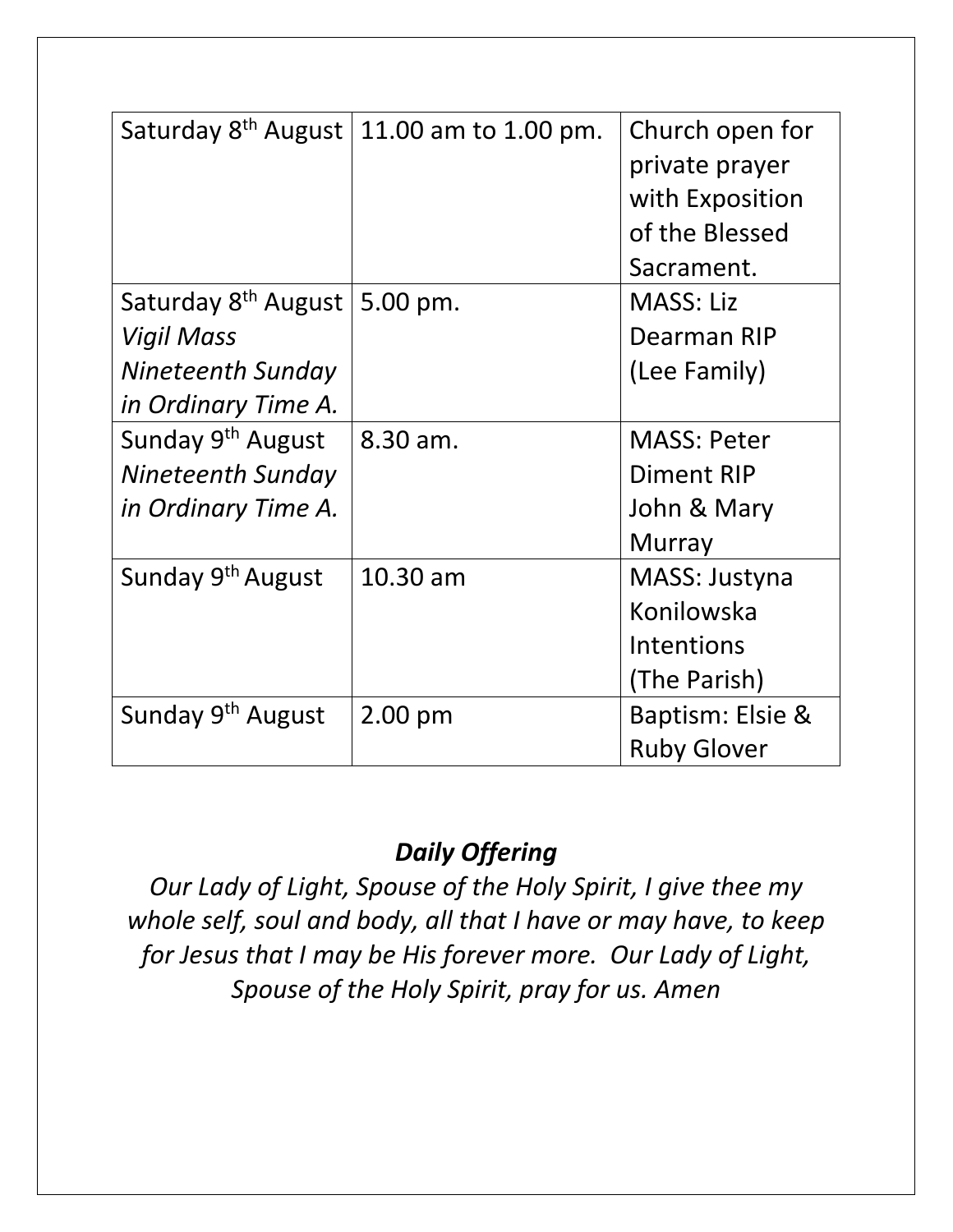| | | |
|---|---|---|
| Saturday 8th August | 11.00 am to 1.00 pm. | Church open for private prayer with Exposition of the Blessed Sacrament. |
| Saturday 8th August *Vigil Mass Nineteenth Sunday in Ordinary Time A.* | 5.00 pm. | MASS: Liz Dearman RIP (Lee Family) |
| Sunday 9th August *Nineteenth Sunday in Ordinary Time A.* | 8.30 am. | MASS: Peter Diment RIP John & Mary Murray |
| Sunday 9th August | 10.30 am | MASS: Justyna Konilowska Intentions (The Parish) |
| Sunday 9th August | 2.00 pm | Baptism: Elsie & Ruby Glover |

***Daily Offering***

*Our Lady of Light, Spouse of the Holy Spirit, I give thee my whole self, soul and body, all that I have or may have, to keep for Jesus that I may be His forever more. Our Lady of Light, Spouse of the Holy Spirit, pray for us. Amen*